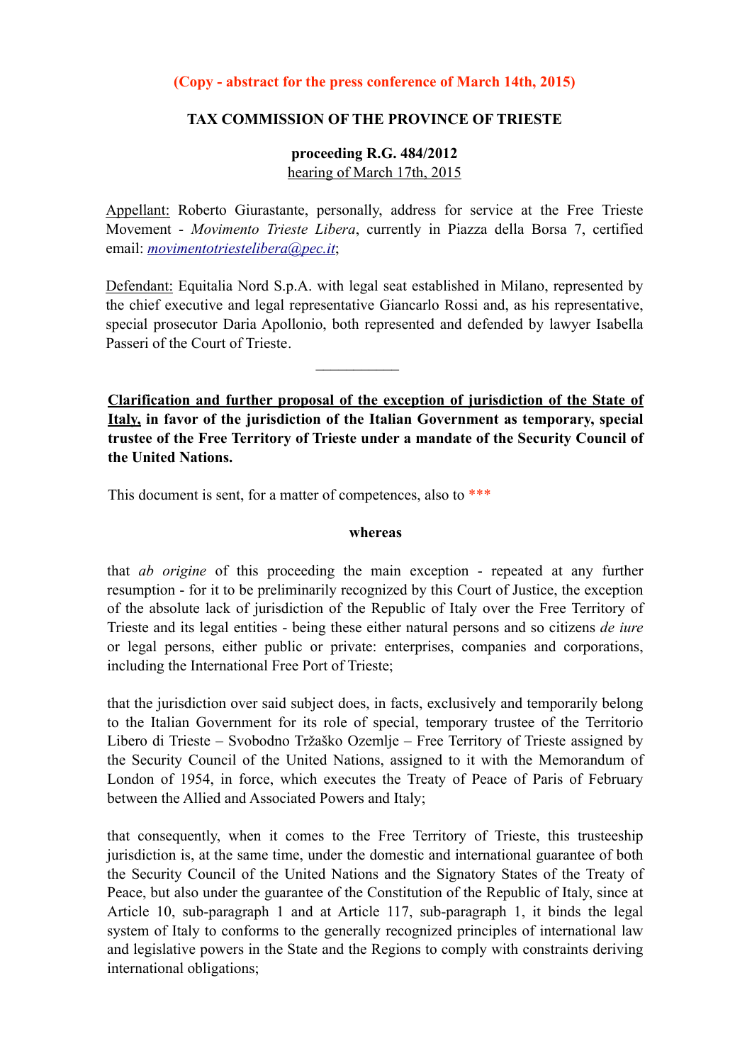**(Copy - abstract for the press conference of March 14th, 2015)**

**TAX COMMISSION OF THE PROVINCE OF TRIESTE**

**proceeding R.G. 484/2012**
hearing of March 17th, 2015

Appellant: Roberto Giurastante, personally, address for service at the Free Trieste Movement - *Movimento Trieste Libera*, currently in Piazza della Borsa 7, certified email: *movimentotriestelibera@pec.it*;

Defendant: Equitalia Nord S.p.A. with legal seat established in Milano, represented by the chief executive and legal representative Giancarlo Rossi and, as his representative, special prosecutor Daria Apollonio, both represented and defended by lawyer Isabella Passeri of the Court of Trieste.

---

**Clarification and further proposal of the exception of jurisdiction of the State of Italy, in favor of the jurisdiction of the Italian Government as temporary, special trustee of the Free Territory of Trieste under a mandate of the Security Council of the United Nations.**

This document is sent, for a matter of competences, also to ***

**whereas**

that *ab origine* of this proceeding the main exception - repeated at any further resumption - for it to be preliminarily recognized by this Court of Justice, the exception of the absolute lack of jurisdiction of the Republic of Italy over the Free Territory of Trieste and its legal entities - being these either natural persons and so citizens *de iure* or legal persons, either public or private: enterprises, companies and corporations, including the International Free Port of Trieste;

that the jurisdiction over said subject does, in facts, exclusively and temporarily belong to the Italian Government for its role of special, temporary trustee of the Territorio Libero di Trieste – Svobodno Tržaško Ozemlje – Free Territory of Trieste assigned by the Security Council of the United Nations, assigned to it with the Memorandum of London of 1954, in force, which executes the Treaty of Peace of Paris of February between the Allied and Associated Powers and Italy;

that consequently, when it comes to the Free Territory of Trieste, this trusteeship jurisdiction is, at the same time, under the domestic and international guarantee of both the Security Council of the United Nations and the Signatory States of the Treaty of Peace, but also under the guarantee of the Constitution of the Republic of Italy, since at Article 10, sub-paragraph 1 and at Article 117, sub-paragraph 1, it binds the legal system of Italy to conforms to the generally recognized principles of international law and legislative powers in the State and the Regions to comply with constraints deriving international obligations;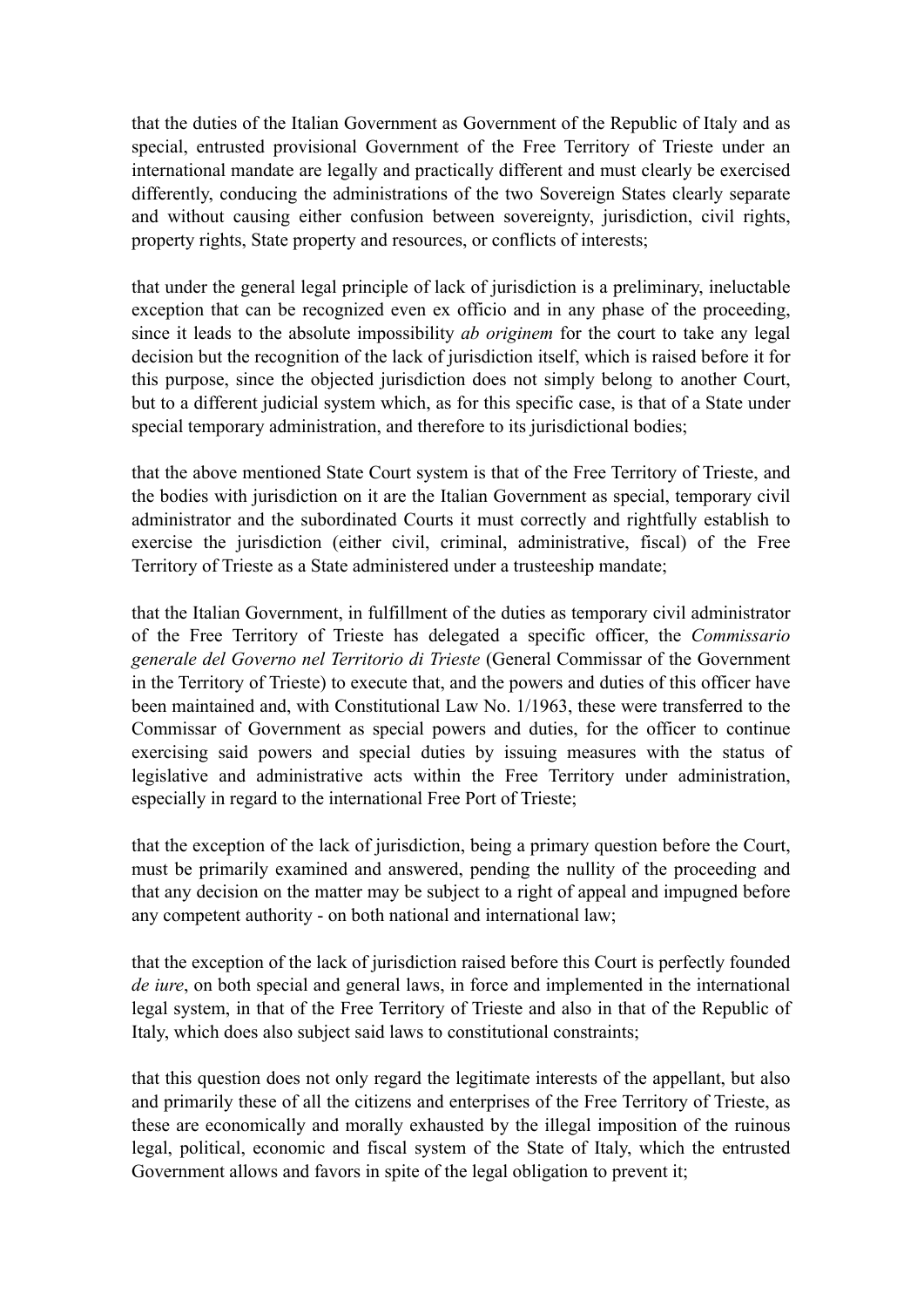that the duties of the Italian Government as Government of the Republic of Italy and as special, entrusted provisional Government of the Free Territory of Trieste under an international mandate are legally and practically different and must clearly be exercised differently, conducing the administrations of the two Sovereign States clearly separate and without causing either confusion between sovereignty, jurisdiction, civil rights, property rights, State property and resources, or conflicts of interests;

that under the general legal principle of lack of jurisdiction is a preliminary, ineluctable exception that can be recognized even ex officio and in any phase of the proceeding, since it leads to the absolute impossibility *ab originem* for the court to take any legal decision but the recognition of the lack of jurisdiction itself, which is raised before it for this purpose, since the objected jurisdiction does not simply belong to another Court, but to a different judicial system which, as for this specific case, is that of a State under special temporary administration, and therefore to its jurisdictional bodies;

that the above mentioned State Court system is that of the Free Territory of Trieste, and the bodies with jurisdiction on it are the Italian Government as special, temporary civil administrator and the subordinated Courts it must correctly and rightfully establish to exercise the jurisdiction (either civil, criminal, administrative, fiscal) of the Free Territory of Trieste as a State administered under a trusteeship mandate;

that the Italian Government, in fulfillment of the duties as temporary civil administrator of the Free Territory of Trieste has delegated a specific officer, the *Commissario generale del Governo nel Territorio di Trieste* (General Commissar of the Government in the Territory of Trieste) to execute that, and the powers and duties of this officer have been maintained and, with Constitutional Law No. 1/1963, these were transferred to the Commissar of Government as special powers and duties, for the officer to continue exercising said powers and special duties by issuing measures with the status of legislative and administrative acts within the Free Territory under administration, especially in regard to the international Free Port of Trieste;

that the exception of the lack of jurisdiction, being a primary question before the Court, must be primarily examined and answered, pending the nullity of the proceeding and that any decision on the matter may be subject to a right of appeal and impugned before any competent authority - on both national and international law;

that the exception of the lack of jurisdiction raised before this Court is perfectly founded *de iure*, on both special and general laws, in force and implemented in the international legal system, in that of the Free Territory of Trieste and also in that of the Republic of Italy, which does also subject said laws to constitutional constraints;

that this question does not only regard the legitimate interests of the appellant, but also and primarily these of all the citizens and enterprises of the Free Territory of Trieste, as these are economically and morally exhausted by the illegal imposition of the ruinous legal, political, economic and fiscal system of the State of Italy, which the entrusted Government allows and favors in spite of the legal obligation to prevent it;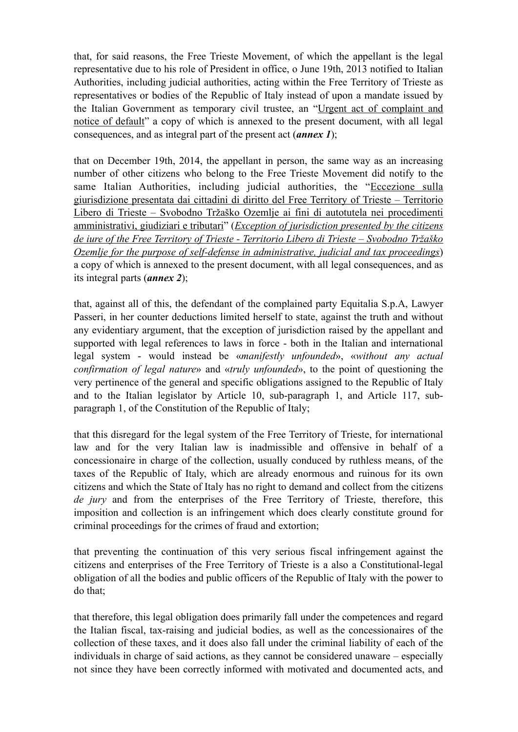that, for said reasons, the Free Trieste Movement, of which the appellant is the legal representative due to his role of President in office, o June 19th, 2013 notified to Italian Authorities, including judicial authorities, acting within the Free Territory of Trieste as representatives or bodies of the Republic of Italy instead of upon a mandate issued by the Italian Government as temporary civil trustee, an "<u>Urgent act of complaint and notice of default</u>" a copy of which is annexed to the present document, with all legal consequences, and as integral part of the present act (***annex 1***);

that on December 19th, 2014, the appellant in person, the same way as an increasing number of other citizens who belong to the Free Trieste Movement did notify to the same Italian Authorities, including judicial authorities, the "<u>Eccezione sulla giurisdizione presentata dai cittadini di diritto del Free Territory of Trieste – Territorio Libero di Trieste – Svobodno Tržaško Ozemlje ai fini di autotutela nei procedimenti amministrativi, giudiziari e tributari</u>" (<u>*Exception of jurisdiction presented by the citizens de iure of the Free Territory of Trieste - Territorio Libero di Trieste – Svobodno Tržaško Ozemlje for the purpose of self-defense in administrative, judicial and tax proceedings*</u>) a copy of which is annexed to the present document, with all legal consequences, and as its integral parts (***annex 2***);

that, against all of this, the defendant of the complained party Equitalia S.p.A, Lawyer Passeri, in her counter deductions limited herself to state, against the truth and without any evidentiary argument, that the exception of jurisdiction raised by the appellant and supported with legal references to laws in force - both in the Italian and international legal system - would instead be «*manifestly unfounded*», «*without any actual confirmation of legal nature*» and «*truly unfounded*», to the point of questioning the very pertinence of the general and specific obligations assigned to the Republic of Italy and to the Italian legislator by Article 10, sub-paragraph 1, and Article 117, sub-paragraph 1, of the Constitution of the Republic of Italy;

that this disregard for the legal system of the Free Territory of Trieste, for international law and for the very Italian law is inadmissible and offensive in behalf of a concessionaire in charge of the collection, usually conduced by ruthless means, of the taxes of the Republic of Italy, which are already enormous and ruinous for its own citizens and which the State of Italy has no right to demand and collect from the citizens *de jury* and from the enterprises of the Free Territory of Trieste, therefore, this imposition and collection is an infringement which does clearly constitute ground for criminal proceedings for the crimes of fraud and extortion;

that preventing the continuation of this very serious fiscal infringement against the citizens and enterprises of the Free Territory of Trieste is a also a Constitutional-legal obligation of all the bodies and public officers of the Republic of Italy with the power to do that;

that therefore, this legal obligation does primarily fall under the competences and regard the Italian fiscal, tax-raising and judicial bodies, as well as the concessionaires of the collection of these taxes, and it does also fall under the criminal liability of each of the individuals in charge of said actions, as they cannot be considered unaware – especially not since they have been correctly informed with motivated and documented acts, and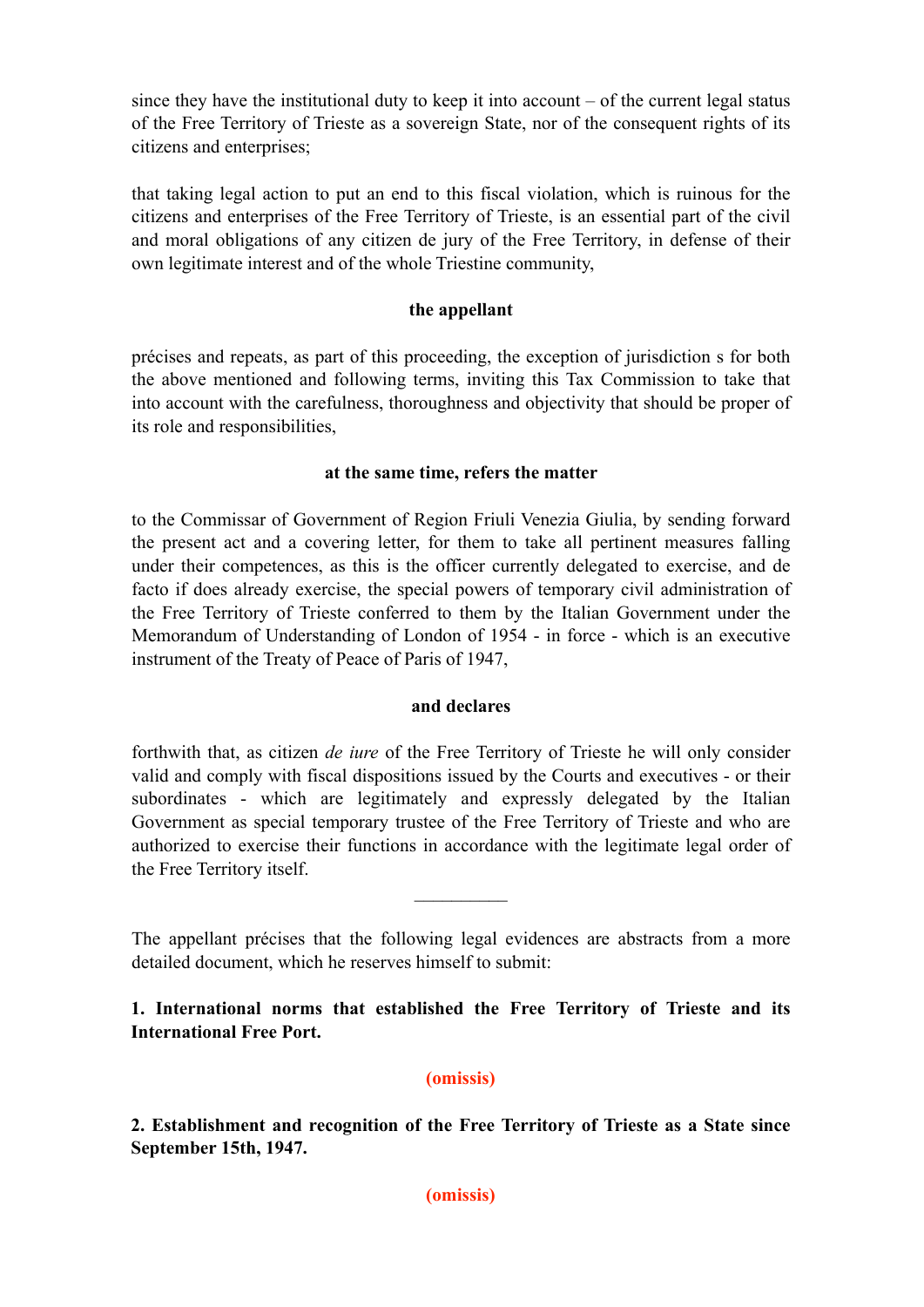since they have the institutional duty to keep it into account – of the current legal status of the Free Territory of Trieste as a sovereign State, nor of the consequent rights of its citizens and enterprises;

that taking legal action to put an end to this fiscal violation, which is ruinous for the citizens and enterprises of the Free Territory of Trieste, is an essential part of the civil and moral obligations of any citizen de jury of the Free Territory, in defense of their own legitimate interest and of the whole Triestine community,

**the appellant**

précises and repeats, as part of this proceeding, the exception of jurisdiction s for both the above mentioned and following terms, inviting this Tax Commission to take that into account with the carefulness, thoroughness and objectivity that should be proper of its role and responsibilities,

**at the same time, refers the matter**

to the Commissar of Government of Region Friuli Venezia Giulia, by sending forward the present act and a covering letter, for them to take all pertinent measures falling under their competences, as this is the officer currently delegated to exercise, and de facto if does already exercise, the special powers of temporary civil administration of the Free Territory of Trieste conferred to them by the Italian Government under the Memorandum of Understanding of London of 1954 - in force - which is an executive instrument of the Treaty of Peace of Paris of 1947,

**and declares**

forthwith that, as citizen *de iure* of the Free Territory of Trieste he will only consider valid and comply with fiscal dispositions issued by the Courts and executives - or their subordinates - which are legitimately and expressly delegated by the Italian Government as special temporary trustee of the Free Territory of Trieste and who are authorized to exercise their functions in accordance with the legitimate legal order of the Free Territory itself.

---

The appellant précises that the following legal evidences are abstracts from a more detailed document, which he reserves himself to submit:

**1. International norms that established the Free Territory of Trieste and its International Free Port.**

**(omissis)**

**2. Establishment and recognition of the Free Territory of Trieste as a State since September 15th, 1947.**

**(omissis)**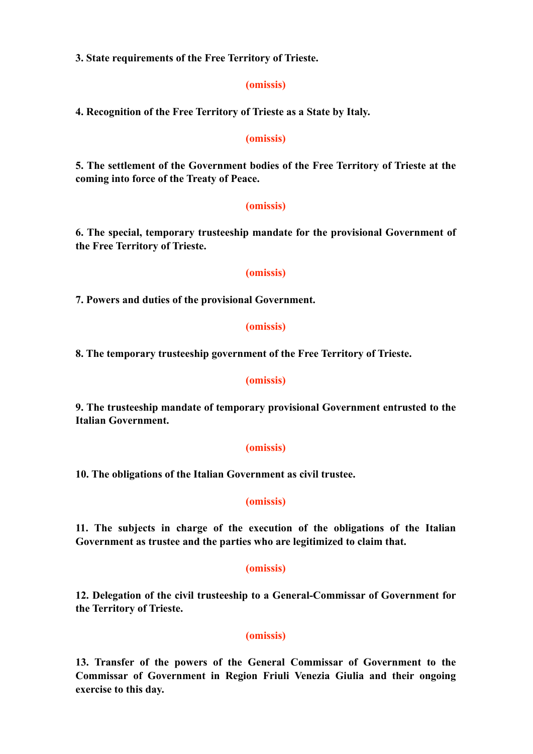**3. State requirements of the Free Territory of Trieste.**

**(omissis)**

**4. Recognition of the Free Territory of Trieste as a State by Italy.**

**(omissis)**

**5. The settlement of the Government bodies of the Free Territory of Trieste at the coming into force of the Treaty of Peace.**

**(omissis)**

**6. The special, temporary trusteeship mandate for the provisional Government of the Free Territory of Trieste.**

**(omissis)**

**7. Powers and duties of the provisional Government.**

**(omissis)**

**8. The temporary trusteeship government of the Free Territory of Trieste.**

**(omissis)**

**9. The trusteeship mandate of temporary provisional Government entrusted to the Italian Government.**

**(omissis)**

**10. The obligations of the Italian Government as civil trustee.**

**(omissis)**

**11. The subjects in charge of the execution of the obligations of the Italian Government as trustee and the parties who are legitimized to claim that.**

**(omissis)**

**12. Delegation of the civil trusteeship to a General-Commissar of Government for the Territory of Trieste.**

**(omissis)**

**13. Transfer of the powers of the General Commissar of Government to the Commissar of Government in Region Friuli Venezia Giulia and their ongoing exercise to this day.**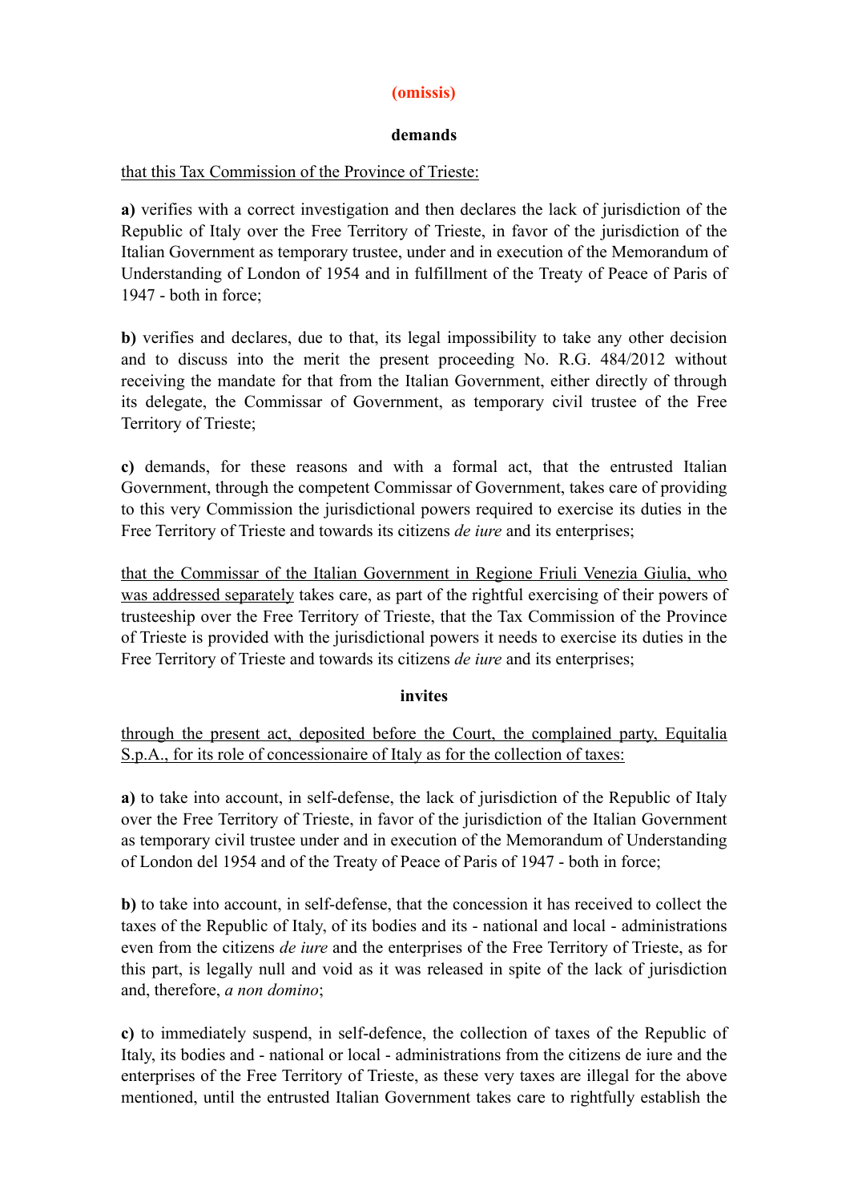**(omissis)**

**demands**

that this Tax Commission of the Province of Trieste:

**a)** verifies with a correct investigation and then declares the lack of jurisdiction of the Republic of Italy over the Free Territory of Trieste, in favor of the jurisdiction of the Italian Government as temporary trustee, under and in execution of the Memorandum of Understanding of London of 1954 and in fulfillment of the Treaty of Peace of Paris of 1947 - both in force;

**b)** verifies and declares, due to that, its legal impossibility to take any other decision and to discuss into the merit the present proceeding No. R.G. 484/2012 without receiving the mandate for that from the Italian Government, either directly of through its delegate, the Commissar of Government, as temporary civil trustee of the Free Territory of Trieste;

**c)** demands, for these reasons and with a formal act, that the entrusted Italian Government, through the competent Commissar of Government, takes care of providing to this very Commission the jurisdictional powers required to exercise its duties in the Free Territory of Trieste and towards its citizens *de iure* and its enterprises;

that the Commissar of the Italian Government in Regione Friuli Venezia Giulia, who was addressed separately takes care, as part of the rightful exercising of their powers of trusteeship over the Free Territory of Trieste, that the Tax Commission of the Province of Trieste is provided with the jurisdictional powers it needs to exercise its duties in the Free Territory of Trieste and towards its citizens *de iure* and its enterprises;

**invites**

through the present act, deposited before the Court, the complained party, Equitalia S.p.A., for its role of concessionaire of Italy as for the collection of taxes:

**a)** to take into account, in self-defense, the lack of jurisdiction of the Republic of Italy over the Free Territory of Trieste, in favor of the jurisdiction of the Italian Government as temporary civil trustee under and in execution of the Memorandum of Understanding of London del 1954 and of the Treaty of Peace of Paris of 1947 - both in force;

**b)** to take into account, in self-defense, that the concession it has received to collect the taxes of the Republic of Italy, of its bodies and its - national and local - administrations even from the citizens *de iure* and the enterprises of the Free Territory of Trieste, as for this part, is legally null and void as it was released in spite of the lack of jurisdiction and, therefore, *a non domino*;

**c)** to immediately suspend, in self-defence, the collection of taxes of the Republic of Italy, its bodies and - national or local - administrations from the citizens de iure and the enterprises of the Free Territory of Trieste, as these very taxes are illegal for the above mentioned, until the entrusted Italian Government takes care to rightfully establish the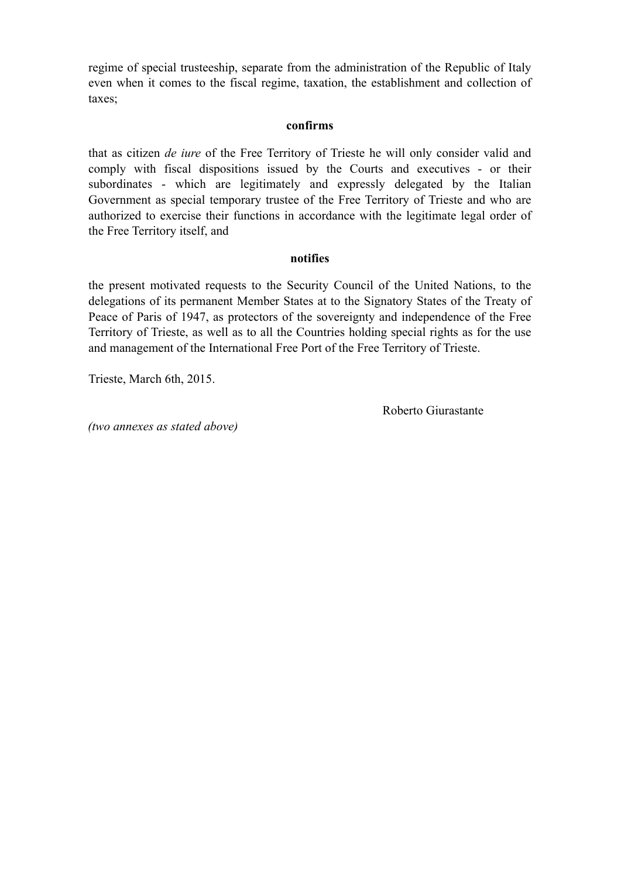regime of special trusteeship, separate from the administration of the Republic of Italy even when it comes to the fiscal regime, taxation, the establishment and collection of taxes;

**confirms**

that as citizen *de iure* of the Free Territory of Trieste he will only consider valid and comply with fiscal dispositions issued by the Courts and executives - or their subordinates - which are legitimately and expressly delegated by the Italian Government as special temporary trustee of the Free Territory of Trieste and who are authorized to exercise their functions in accordance with the legitimate legal order of the Free Territory itself, and

**notifies**

the present motivated requests to the Security Council of the United Nations, to the delegations of its permanent Member States at to the Signatory States of the Treaty of Peace of Paris of 1947, as protectors of the sovereignty and independence of the Free Territory of Trieste, as well as to all the Countries holding special rights as for the use and management of the International Free Port of the Free Territory of Trieste.

Trieste, March 6th, 2015.

Roberto Giurastante

*(two annexes as stated above)*